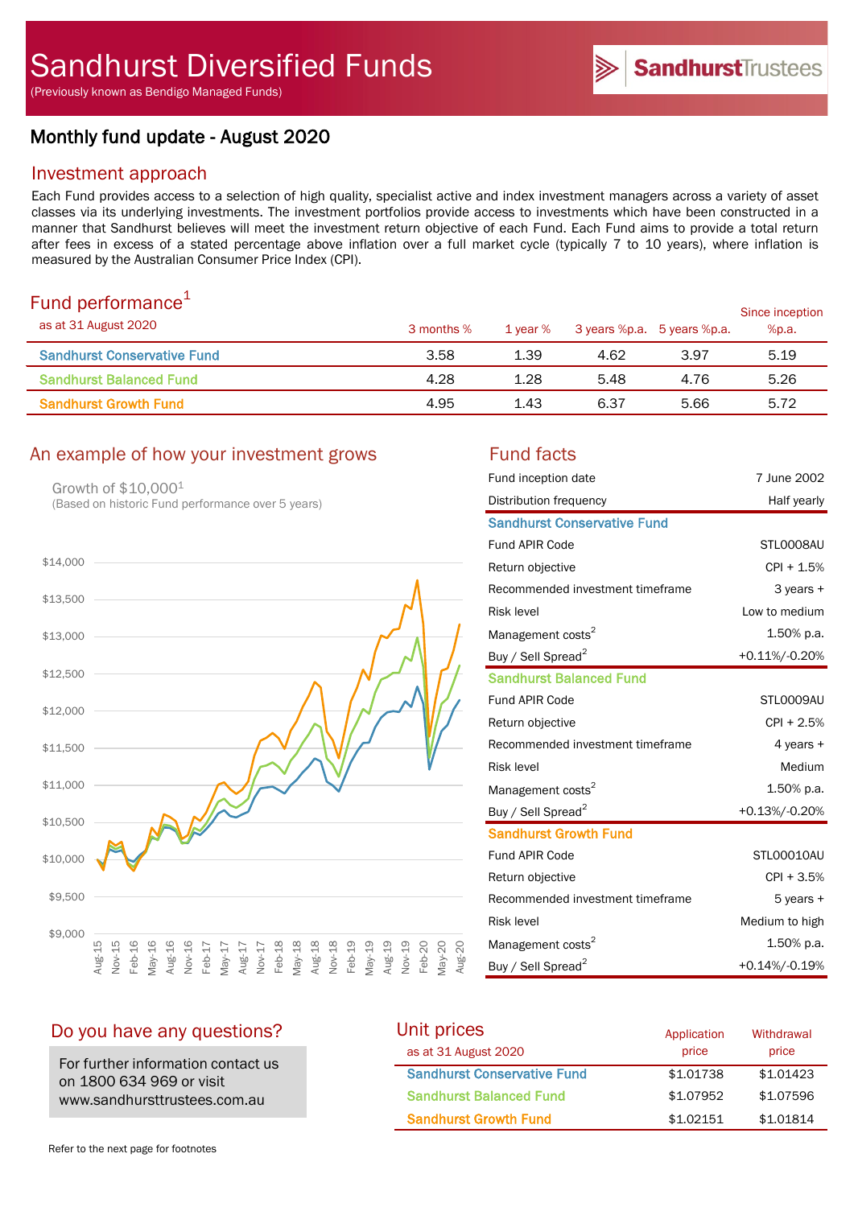# Sandhurst Diversified Funds

(Previously known as Bendigo Managed Funds)

SandhurstTrustees

## Monthly fund update - August 2020

### Investment approach

Each Fund provides access to a selection of high quality, specialist active and index investment managers across a variety of asset classes via its underlying investments. The investment portfolios provide access to investments which have been constructed in a manner that Sandhurst believes will meet the investment return objective of each Fund. Each Fund aims to provide a total return after fees in excess of a stated percentage above inflation over a full market cycle (typically 7 to 10 years), where inflation is measured by the Australian Consumer Price Index (CPI).

### Fund performance[1]

as at 31 August 2020

| | 3 months % | 1 year % | 3 years %p.a. | 5 years %p.a. | Since inception %p.a. |
|---|---|---|---|---|---|
| Sandhurst Conservative Fund | 3.58 | 1.39 | 4.62 | 3.97 | 5.19 |
| Sandhurst Balanced Fund | 4.28 | 1.28 | 5.48 | 4.76 | 5.26 |
| Sandhurst Growth Fund | 4.95 | 1.43 | 6.37 | 5.66 | 5.72 |

### An example of how your investment grows

Growth of $10,000[1]
(Based on historic Fund performance over 5 years)

### Fund facts

| | |
|---|---|
| Fund inception date | 7 June 2002 |
| Distribution frequency | Half yearly |
| **Sandhurst Conservative Fund** | |
| Fund APIR Code | STL0008AU |
| Return objective | CPI + 1.5% |
| Recommended investment timeframe | 3 years + |
| Risk level | Low to medium |
| Management costs[2] | 1.50% p.a. |
| Buy / Sell Spread[2] | +0.11%/-0.20% |
| **Sandhurst Balanced Fund** | |
| Fund APIR Code | STL0009AU |
| Return objective | CPI + 2.5% |
| Recommended investment timeframe | 4 years + |
| Risk level | Medium |
| Management costs[2] | 1.50% p.a. |
| Buy / Sell Spread[2] | +0.13%/-0.20% |
| **Sandhurst Growth Fund** | |
| Fund APIR Code | STL00010AU |
| Return objective | CPI + 3.5% |
| Recommended investment timeframe | 5 years + |
| Risk level | Medium to high |
| Management costs[2] | 1.50% p.a. |
| Buy / Sell Spread[2] | +0.14%/-0.19% |

### Do you have any questions?

For further information contact us on 1800 634 969 or visit www.sandhursttrustees.com.au

### Unit prices

as at 31 August 2020

| | Application price | Withdrawal price |
|---|---|---|
| Sandhurst Conservative Fund | $1.01738 | $1.01423 |
| Sandhurst Balanced Fund | $1.07952 | $1.07596 |
| Sandhurst Growth Fund | $1.02151 | $1.01814 |

Refer to the next page for footnotes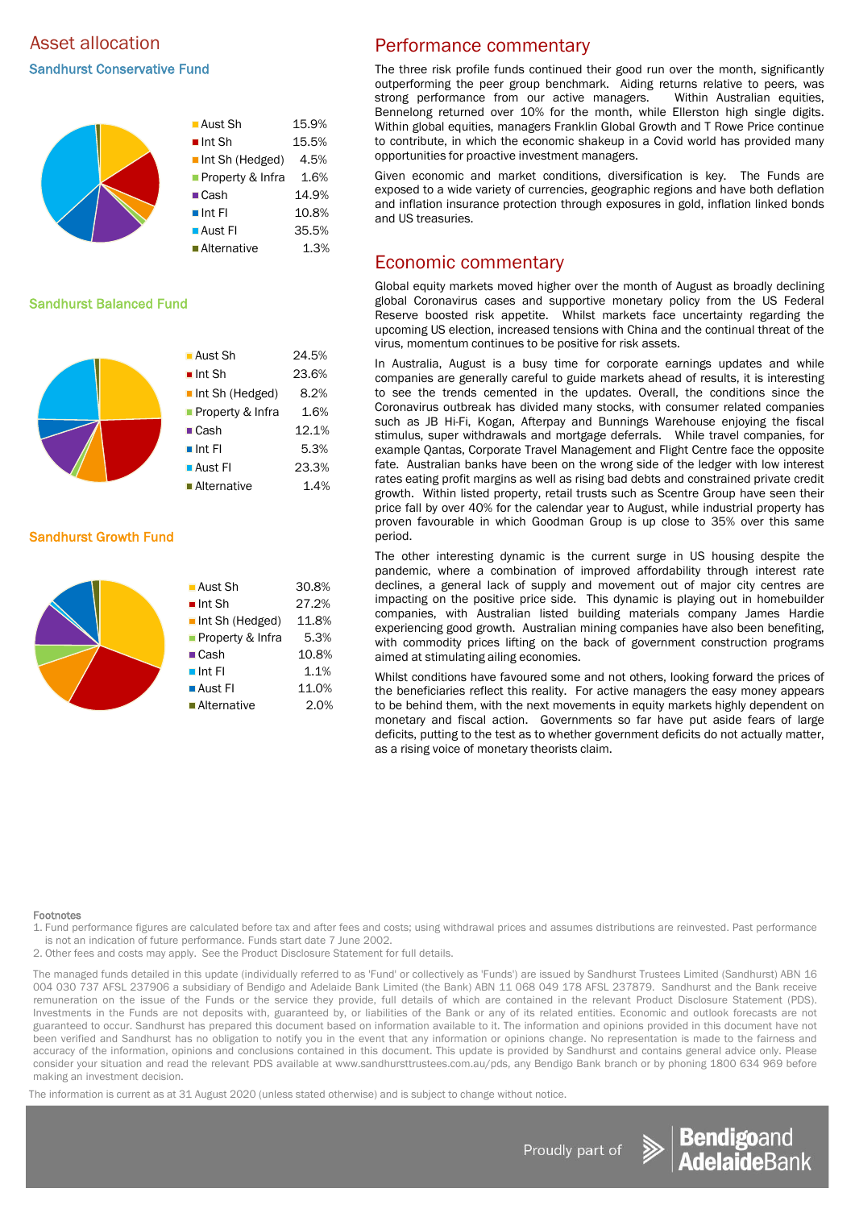## Asset allocation

### Sandhurst Conservative Fund

Aust Sh 15.9%
Int Sh 15.5%
Int Sh (Hedged) 4.5%
Property & Infra 1.6%
Cash 14.9%
Int FI 10.8%
Aust FI 35.5%
Alternative 1.3%

### Sandhurst Balanced Fund

Aust Sh 24.5%
Int Sh 23.6%
Int Sh (Hedged) 8.2%
Property & Infra 1.6%
Cash 12.1%
Int FI 5.3%
Aust FI 23.3%
Alternative 1.4%

### Sandhurst Growth Fund

Aust Sh 30.8%
Int Sh 27.2%
Int Sh (Hedged) 11.8%
Property & Infra 5.3%
Cash 10.8%
Int FI 1.1%
Aust FI 11.0%
Alternative 2.0%

## Performance commentary

The three risk profile funds continued their good run over the month, significantly outperforming the peer group benchmark. Aiding returns relative to peers, was strong performance from our active managers. Within Australian equities, Bennelong returned over 10% for the month, while Ellerston high single digits. Within global equities, managers Franklin Global Growth and T Rowe Price continue to contribute, in which the economic shakeup in a Covid world has provided many opportunities for proactive investment managers.

Given economic and market conditions, diversification is key. The Funds are exposed to a wide variety of currencies, geographic regions and have both deflation and inflation insurance protection through exposures in gold, inflation linked bonds and US treasuries.

## Economic commentary

Global equity markets moved higher over the month of August as broadly declining global Coronavirus cases and supportive monetary policy from the US Federal Reserve boosted risk appetite. Whilst markets face uncertainty regarding the upcoming US election, increased tensions with China and the continual threat of the virus, momentum continues to be positive for risk assets.

In Australia, August is a busy time for corporate earnings updates and while companies are generally careful to guide markets ahead of results, it is interesting to see the trends cemented in the updates. Overall, the conditions since the Coronavirus outbreak has divided many stocks, with consumer related companies such as JB Hi-Fi, Kogan, Afterpay and Bunnings Warehouse enjoying the fiscal stimulus, super withdrawals and mortgage deferrals. While travel companies, for example Qantas, Corporate Travel Management and Flight Centre face the opposite fate. Australian banks have been on the wrong side of the ledger with low interest rates eating profit margins as well as rising bad debts and constrained private credit growth. Within listed property, retail trusts such as Scentre Group have seen their price fall by over 40% for the calendar year to August, while industrial property has proven favourable in which Goodman Group is up close to 35% over this same period.

The other interesting dynamic is the current surge in US housing despite the pandemic, where a combination of improved affordability through interest rate declines, a general lack of supply and movement out of major city centres are impacting on the positive price side. This dynamic is playing out in homebuilder companies, with Australian listed building materials company James Hardie experiencing good growth. Australian mining companies have also been benefiting, with commodity prices lifting on the back of government construction programs aimed at stimulating ailing economies.

Whilst conditions have favoured some and not others, looking forward the prices of the beneficiaries reflect this reality. For active managers the easy money appears to be behind them, with the next movements in equity markets highly dependent on monetary and fiscal action. Governments so far have put aside fears of large deficits, putting to the test as to whether government deficits do not actually matter, as a rising voice of monetary theorists claim.

**Footnotes**

1. Fund performance figures are calculated before tax and after fees and costs; using withdrawal prices and assumes distributions are reinvested. Past performance is not an indication of future performance. Funds start date 7 June 2002.
2. Other fees and costs may apply. See the Product Disclosure Statement for full details.

The managed funds detailed in this update (individually referred to as 'Fund' or collectively as 'Funds') are issued by Sandhurst Trustees Limited (Sandhurst) ABN 16 004 030 737 AFSL 237906 a subsidiary of Bendigo and Adelaide Bank Limited (the Bank) ABN 11 068 049 178 AFSL 237879. Sandhurst and the Bank receive remuneration on the issue of the Funds or the service they provide, full details of which are contained in the relevant Product Disclosure Statement (PDS). Investments in the Funds are not deposits with, guaranteed by, or liabilities of the Bank or any of its related entities. Economic and outlook forecasts are not guaranteed to occur. Sandhurst has prepared this document based on information available to it. The information and opinions provided in this document have not been verified and Sandhurst has no obligation to notify you in the event that any information or opinions change. No representation is made to the fairness and accuracy of the information, opinions and conclusions contained in this document. This update is provided by Sandhurst and contains general advice only. Please consider your situation and read the relevant PDS available at www.sandhursttrustees.com.au/pds, any Bendigo Bank branch or by phoning 1800 634 969 before making an investment decision.

The information is current as at 31 August 2020 (unless stated otherwise) and is subject to change without notice.

Proudly part of Bendigo and Adelaide Bank